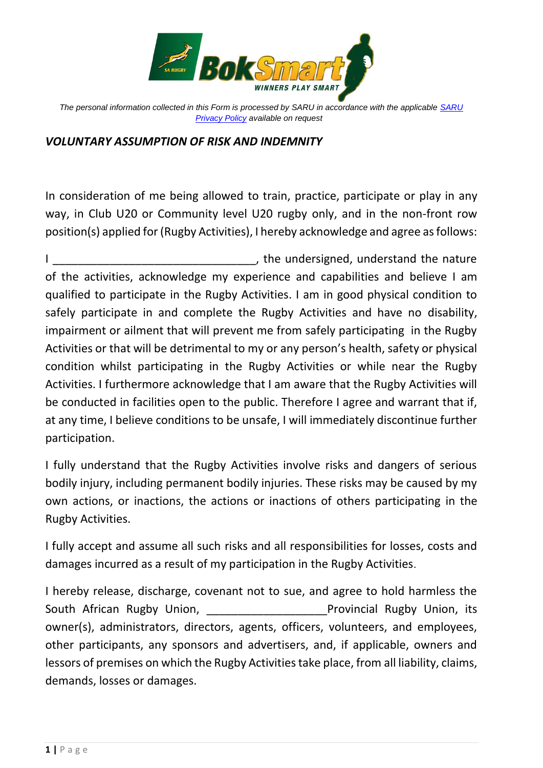*The personal information collected in this Form is processed by SARU in accordance with the applicable [SARU Privacy Policy]() available on request*

***VOLUNTARY ASSUMPTION OF RISK AND INDEMNITY***

In consideration of me being allowed to train, practice, participate or play in any way, in Club U20 or Community level U20 rugby only, and in the non-front row position(s) applied for (Rugby Activities), I hereby acknowledge and agree as follows:

I ________________________________, the undersigned, understand the nature of the activities, acknowledge my experience and capabilities and believe I am qualified to participate in the Rugby Activities. I am in good physical condition to safely participate in and complete the Rugby Activities and have no disability, impairment or ailment that will prevent me from safely participating in the Rugby Activities or that will be detrimental to my or any person's health, safety or physical condition whilst participating in the Rugby Activities or while near the Rugby Activities. I furthermore acknowledge that I am aware that the Rugby Activities will be conducted in facilities open to the public. Therefore I agree and warrant that if, at any time, I believe conditions to be unsafe, I will immediately discontinue further participation.

I fully understand that the Rugby Activities involve risks and dangers of serious bodily injury, including permanent bodily injuries. These risks may be caused by my own actions, or inactions, the actions or inactions of others participating in the Rugby Activities.

I fully accept and assume all such risks and all responsibilities for losses, costs and damages incurred as a result of my participation in the Rugby Activities.

I hereby release, discharge, covenant not to sue, and agree to hold harmless the South African Rugby Union, ___________________Provincial Rugby Union, its owner(s), administrators, directors, agents, officers, volunteers, and employees, other participants, any sponsors and advertisers, and, if applicable, owners and lessors of premises on which the Rugby Activities take place, from all liability, claims, demands, losses or damages.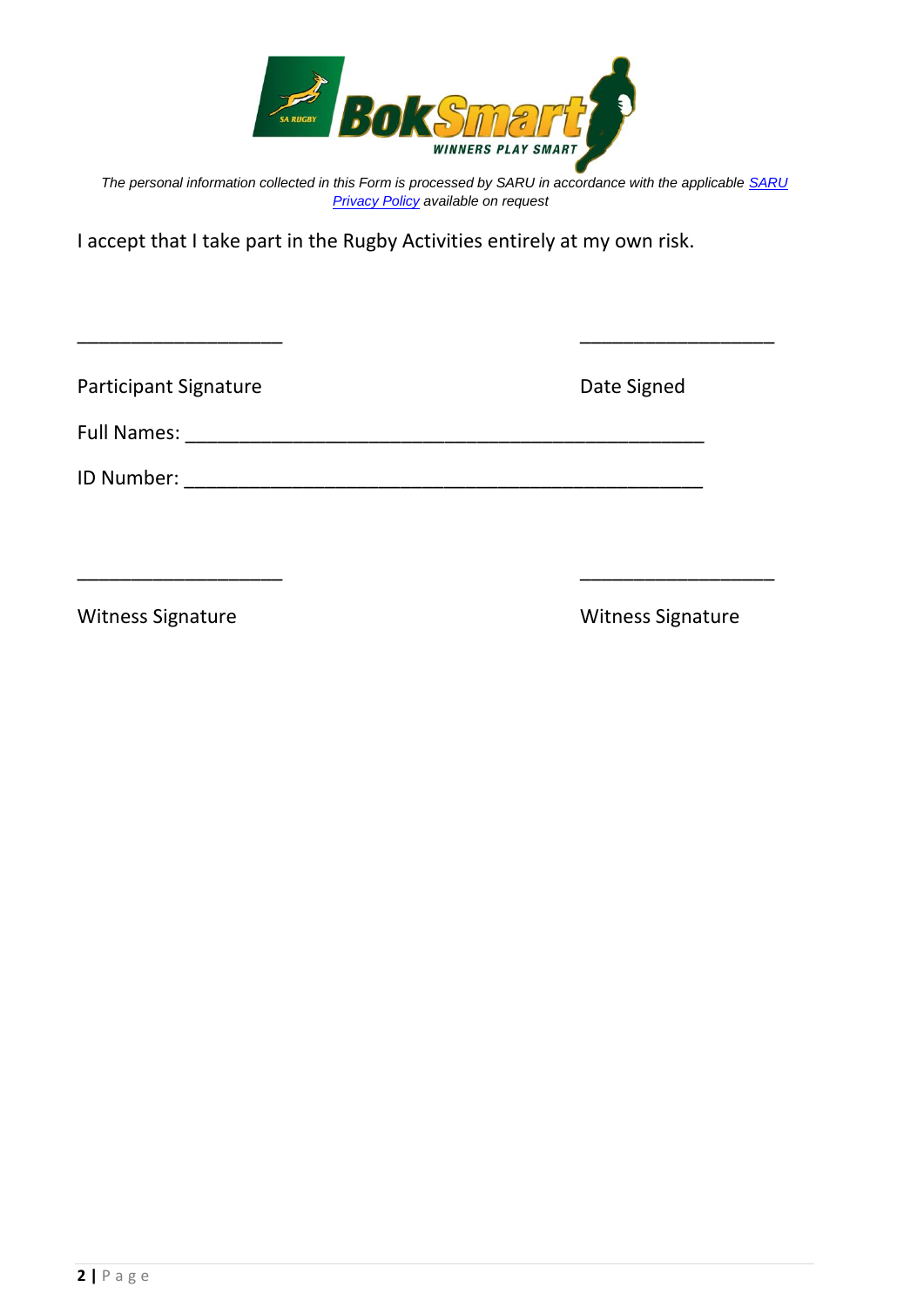*The personal information collected in this Form is processed by SARU in accordance with the applicable [SARU Privacy Policy] available on request*

I accept that I take part in the Rugby Activities entirely at my own risk.

\_\_\_\_\_\_\_\_\_\_\_\_\_\_\_\_\_\_\_\_ \_\_\_\_\_\_\_\_\_\_\_\_\_\_\_\_\_\_\_\_

Participant Signature Date Signed

Full Names: \_\_\_\_\_\_\_\_\_\_\_\_\_\_\_\_\_\_\_\_\_\_\_\_\_\_\_\_\_\_\_\_\_\_\_\_\_\_\_\_\_\_\_\_\_\_\_\_\_\_\_\_

ID Number: \_\_\_\_\_\_\_\_\_\_\_\_\_\_\_\_\_\_\_\_\_\_\_\_\_\_\_\_\_\_\_\_\_\_\_\_\_\_\_\_\_\_\_\_\_\_\_\_\_\_\_\_

\_\_\_\_\_\_\_\_\_\_\_\_\_\_\_\_\_\_\_\_ \_\_\_\_\_\_\_\_\_\_\_\_\_\_\_\_\_\_\_\_

Witness Signature Witness Signature